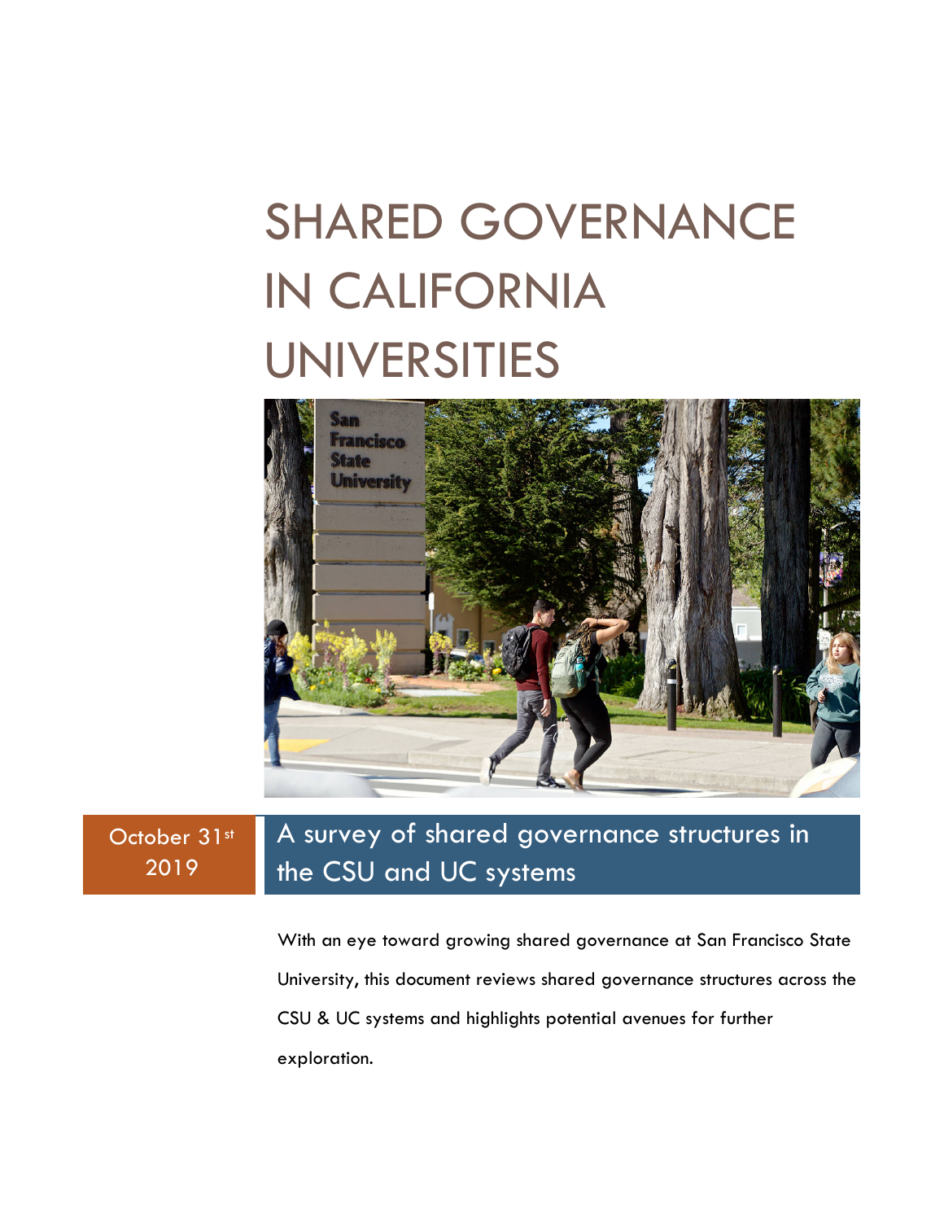# SHARED GOVERNANCE IN CALIFORNIA UNIVERSITIES

October 31st 2019

## A survey of shared governance structures in the CSU and UC systems

With an eye toward growing shared governance at San Francisco State University, this document reviews shared governance structures across the CSU & UC systems and highlights potential avenues for further exploration.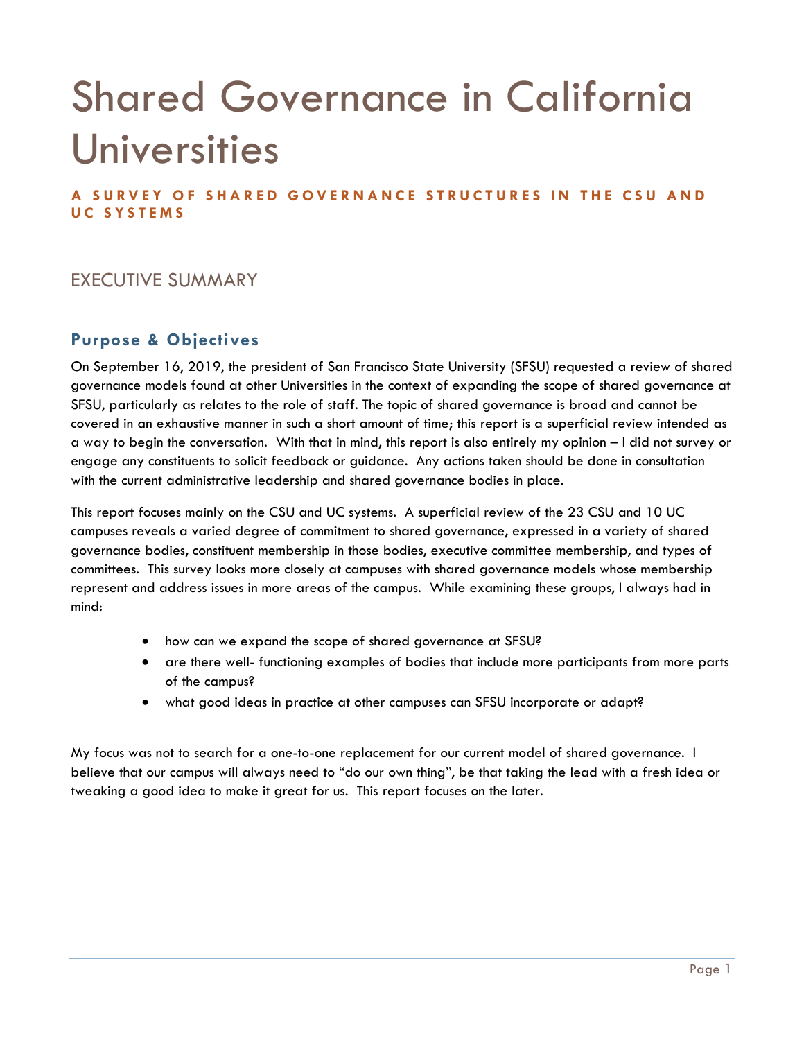# Shared Governance in California Universities

**A SURVEY OF SHARED GOVERNANCE STRUCTURES IN THE CSU AND UC SYSTEMS**

## EXECUTIVE SUMMARY

### Purpose & Objectives

On September 16, 2019, the president of San Francisco State University (SFSU) requested a review of shared governance models found at other Universities in the context of expanding the scope of shared governance at SFSU, particularly as relates to the role of staff. The topic of shared governance is broad and cannot be covered in an exhaustive manner in such a short amount of time; this report is a superficial review intended as a way to begin the conversation. With that in mind, this report is also entirely my opinion – I did not survey or engage any constituents to solicit feedback or guidance. Any actions taken should be done in consultation with the current administrative leadership and shared governance bodies in place.

This report focuses mainly on the CSU and UC systems. A superficial review of the 23 CSU and 10 UC campuses reveals a varied degree of commitment to shared governance, expressed in a variety of shared governance bodies, constituent membership in those bodies, executive committee membership, and types of committees. This survey looks more closely at campuses with shared governance models whose membership represent and address issues in more areas of the campus. While examining these groups, I always had in mind:

- how can we expand the scope of shared governance at SFSU?
- are there well- functioning examples of bodies that include more participants from more parts of the campus?
- what good ideas in practice at other campuses can SFSU incorporate or adapt?

My focus was not to search for a one-to-one replacement for our current model of shared governance. I believe that our campus will always need to "do our own thing", be that taking the lead with a fresh idea or tweaking a good idea to make it great for us. This report focuses on the later.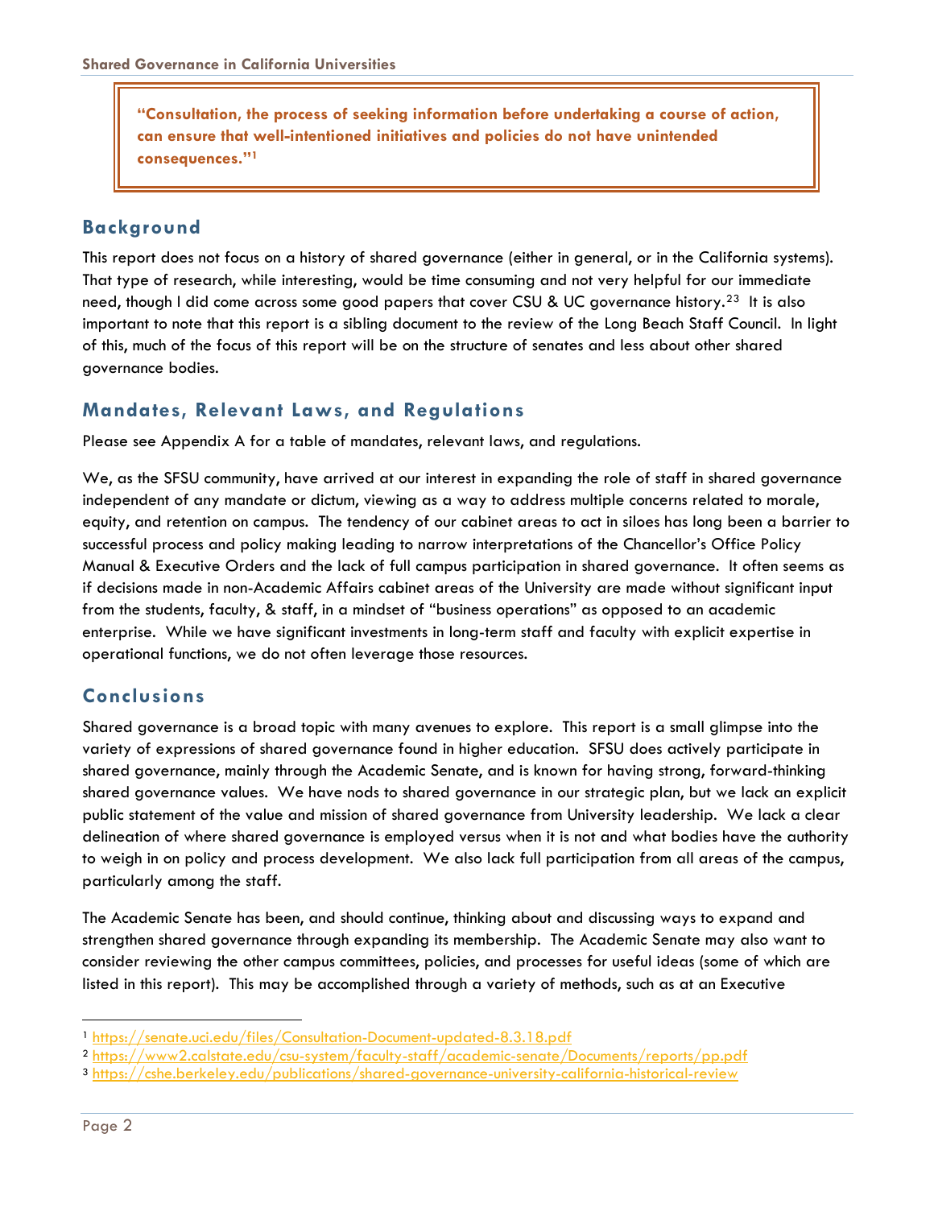> **"Consultation, the process of seeking information before undertaking a course of action, can ensure that well-intentioned initiatives and policies do not have unintended consequences."[1]**

## Background

This report does not focus on a history of shared governance (either in general, or in the California systems). That type of research, while interesting, would be time consuming and not very helpful for our immediate need, though I did come across some good papers that cover CSU & UC governance history.[2][3] It is also important to note that this report is a sibling document to the review of the Long Beach Staff Council. In light of this, much of the focus of this report will be on the structure of senates and less about other shared governance bodies.

## Mandates, Relevant Laws, and Regulations

Please see Appendix A for a table of mandates, relevant laws, and regulations.

We, as the SFSU community, have arrived at our interest in expanding the role of staff in shared governance independent of any mandate or dictum, viewing as a way to address multiple concerns related to morale, equity, and retention on campus. The tendency of our cabinet areas to act in siloes has long been a barrier to successful process and policy making leading to narrow interpretations of the Chancellor's Office Policy Manual & Executive Orders and the lack of full campus participation in shared governance. It often seems as if decisions made in non-Academic Affairs cabinet areas of the University are made without significant input from the students, faculty, & staff, in a mindset of "business operations" as opposed to an academic enterprise. While we have significant investments in long-term staff and faculty with explicit expertise in operational functions, we do not often leverage those resources.

## Conclusions

Shared governance is a broad topic with many avenues to explore. This report is a small glimpse into the variety of expressions of shared governance found in higher education. SFSU does actively participate in shared governance, mainly through the Academic Senate, and is known for having strong, forward-thinking shared governance values. We have nods to shared governance in our strategic plan, but we lack an explicit public statement of the value and mission of shared governance from University leadership. We lack a clear delineation of where shared governance is employed versus when it is not and what bodies have the authority to weigh in on policy and process development. We also lack full participation from all areas of the campus, particularly among the staff.

The Academic Senate has been, and should continue, thinking about and discussing ways to expand and strengthen shared governance through expanding its membership. The Academic Senate may also want to consider reviewing the other campus committees, policies, and processes for useful ideas (some of which are listed in this report). This may be accomplished through a variety of methods, such as at an Executive

---

[1] https://senate.uci.edu/files/Consultation-Document-updated-8.3.18.pdf

[2] https://www2.calstate.edu/csu-system/faculty-staff/academic-senate/Documents/reports/pp.pdf

[3] https://cshe.berkeley.edu/publications/shared-governance-university-california-historical-review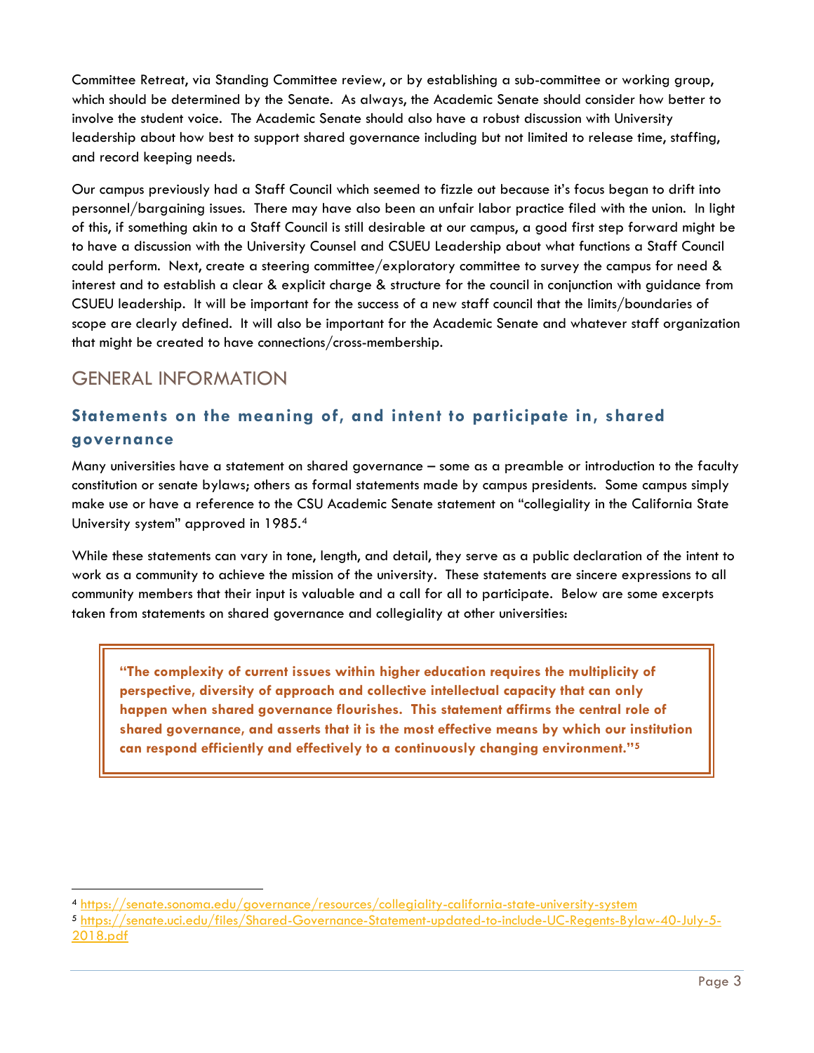Committee Retreat, via Standing Committee review, or by establishing a sub-committee or working group, which should be determined by the Senate. As always, the Academic Senate should consider how better to involve the student voice. The Academic Senate should also have a robust discussion with University leadership about how best to support shared governance including but not limited to release time, staffing, and record keeping needs.

Our campus previously had a Staff Council which seemed to fizzle out because it's focus began to drift into personnel/bargaining issues. There may have also been an unfair labor practice filed with the union. In light of this, if something akin to a Staff Council is still desirable at our campus, a good first step forward might be to have a discussion with the University Counsel and CSUEU Leadership about what functions a Staff Council could perform. Next, create a steering committee/exploratory committee to survey the campus for need & interest and to establish a clear & explicit charge & structure for the council in conjunction with guidance from CSUEU leadership. It will be important for the success of a new staff council that the limits/boundaries of scope are clearly defined. It will also be important for the Academic Senate and whatever staff organization that might be created to have connections/cross-membership.

## GENERAL INFORMATION

### Statements on the meaning of, and intent to participate in, shared governance

Many universities have a statement on shared governance – some as a preamble or introduction to the faculty constitution or senate bylaws; others as formal statements made by campus presidents. Some campus simply make use or have a reference to the CSU Academic Senate statement on "collegiality in the California State University system" approved in 1985.[4]

While these statements can vary in tone, length, and detail, they serve as a public declaration of the intent to work as a community to achieve the mission of the university. These statements are sincere expressions to all community members that their input is valuable and a call for all to participate. Below are some excerpts taken from statements on shared governance and collegiality at other universities:

> **"The complexity of current issues within higher education requires the multiplicity of perspective, diversity of approach and collective intellectual capacity that can only happen when shared governance flourishes. This statement affirms the central role of shared governance, and asserts that it is the most effective means by which our institution can respond efficiently and effectively to a continuously changing environment."[5]**

[4] https://senate.sonoma.edu/governance/resources/collegiality-california-state-university-system

[5] https://senate.uci.edu/files/Shared-Governance-Statement-updated-to-include-UC-Regents-Bylaw-40-July-5-2018.pdf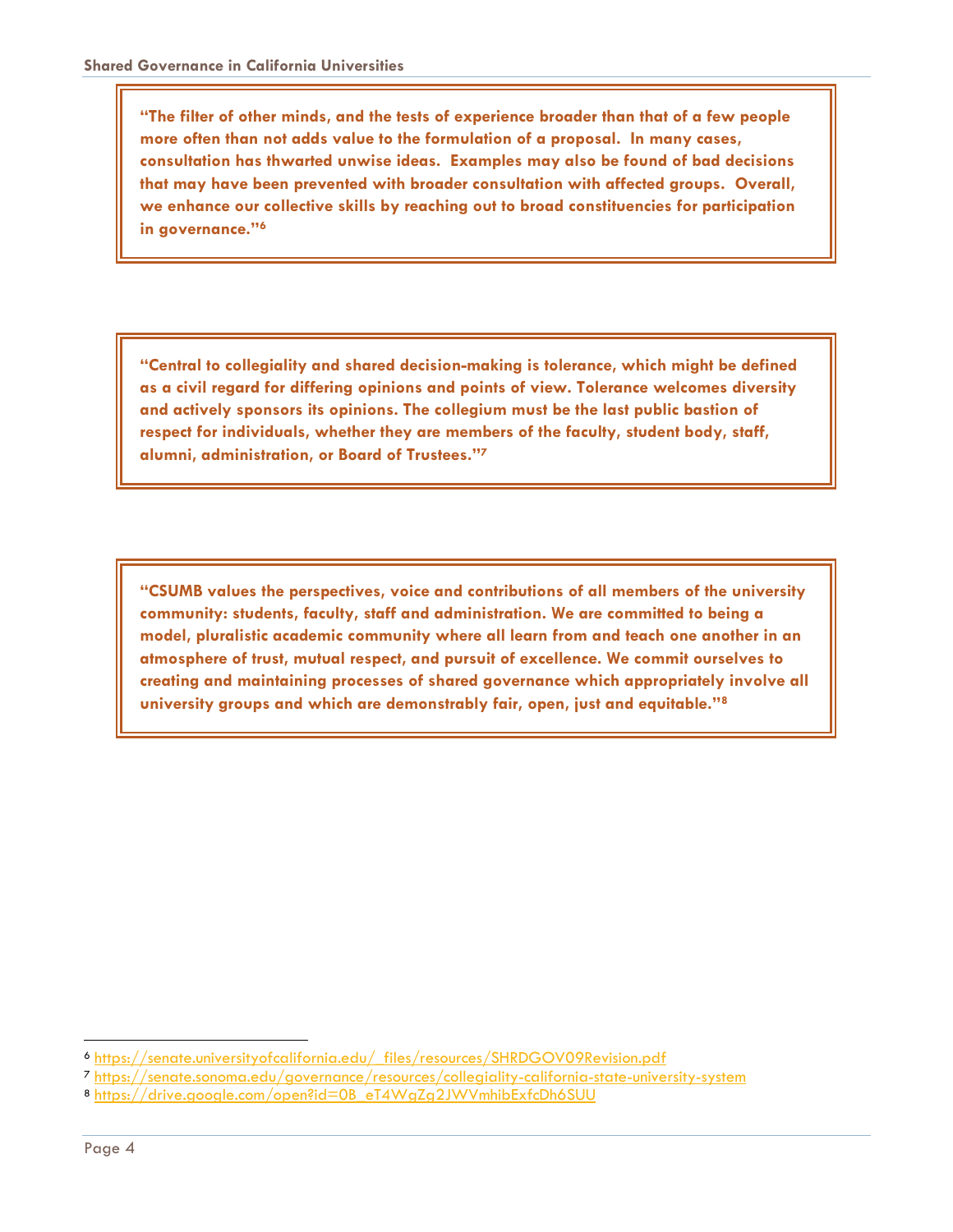**"The filter of other minds, and the tests of experience broader than that of a few people more often than not adds value to the formulation of a proposal. In many cases, consultation has thwarted unwise ideas. Examples may also be found of bad decisions that may have been prevented with broader consultation with affected groups. Overall, we enhance our collective skills by reaching out to broad constituencies for participation in governance."[6]**

**"Central to collegiality and shared decision-making is tolerance, which might be defined as a civil regard for differing opinions and points of view. Tolerance welcomes diversity and actively sponsors its opinions. The collegium must be the last public bastion of respect for individuals, whether they are members of the faculty, student body, staff, alumni, administration, or Board of Trustees."[7]**

**"CSUMB values the perspectives, voice and contributions of all members of the university community: students, faculty, staff and administration. We are committed to being a model, pluralistic academic community where all learn from and teach one another in an atmosphere of trust, mutual respect, and pursuit of excellence. We commit ourselves to creating and maintaining processes of shared governance which appropriately involve all university groups and which are demonstrably fair, open, just and equitable."[8]**

---

[6] https://senate.universityofcalifornia.edu/_files/resources/SHRDGOV09Revision.pdf

[7] https://senate.sonoma.edu/governance/resources/collegiality-california-state-university-system

[8] https://drive.google.com/open?id=0B_eT4WgZg2JWVmhibExfcDh6SUU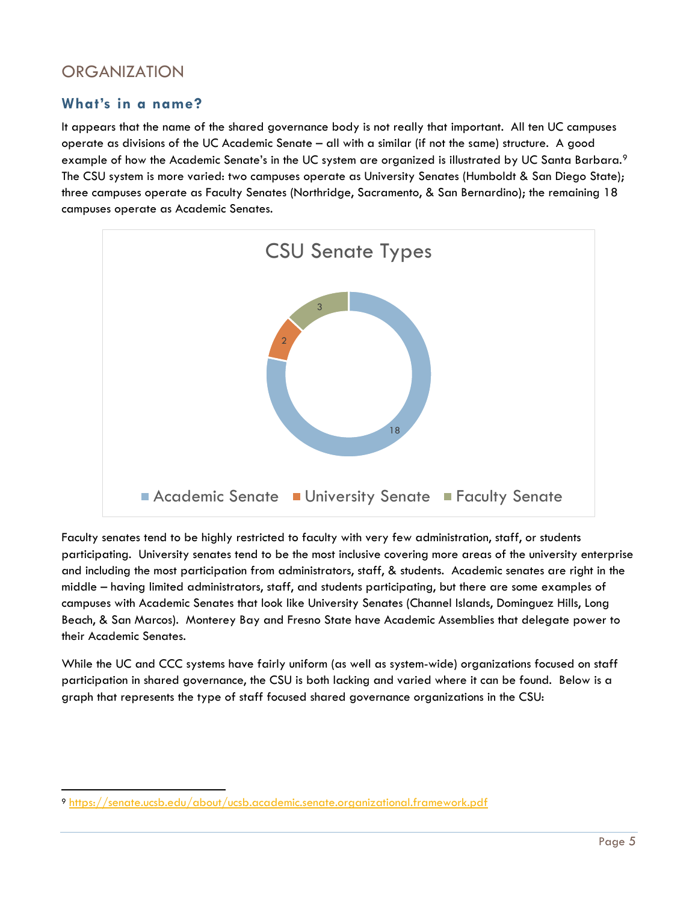## ORGANIZATION

### What's in a name?

It appears that the name of the shared governance body is not really that important. All ten UC campuses operate as divisions of the UC Academic Senate – all with a similar (if not the same) structure. A good example of how the Academic Senate's in the UC system are organized is illustrated by UC Santa Barbara.[9] The CSU system is more varied: two campuses operate as University Senates (Humboldt & San Diego State); three campuses operate as Faculty Senates (Northridge, Sacramento, & San Bernardino); the remaining 18 campuses operate as Academic Senates.

CSU Senate Types

| Senate Type | Count |
|---|---|
| Academic Senate | 18 |
| University Senate | 2 |
| Faculty Senate | 3 |

Faculty senates tend to be highly restricted to faculty with very few administration, staff, or students participating. University senates tend to be the most inclusive covering more areas of the university enterprise and including the most participation from administrators, staff, & students. Academic senates are right in the middle – having limited administrators, staff, and students participating, but there are some examples of campuses with Academic Senates that look like University Senates (Channel Islands, Dominguez Hills, Long Beach, & San Marcos). Monterey Bay and Fresno State have Academic Assemblies that delegate power to their Academic Senates.

While the UC and CCC systems have fairly uniform (as well as system-wide) organizations focused on staff participation in shared governance, the CSU is both lacking and varied where it can be found. Below is a graph that represents the type of staff focused shared governance organizations in the CSU:

[9] https://senate.ucsb.edu/about/ucsb.academic.senate.organizational.framework.pdf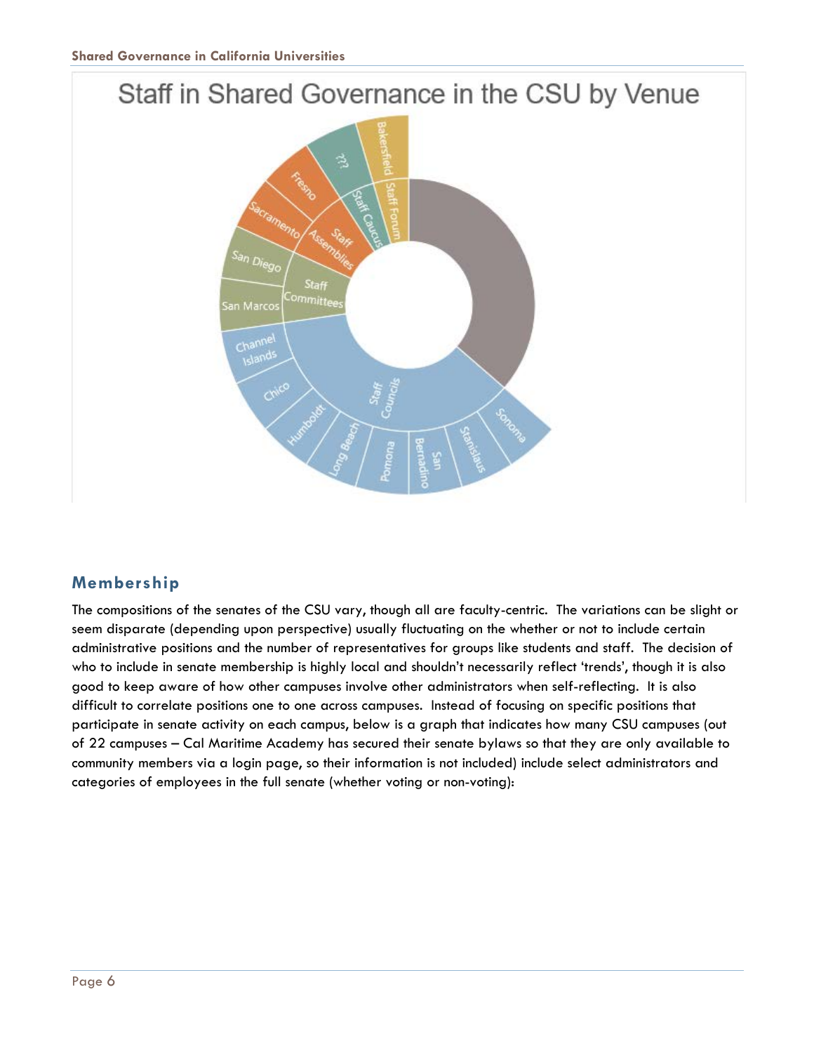Staff in Shared Governance in the CSU by Venue

## Membership

The compositions of the senates of the CSU vary, though all are faculty-centric. The variations can be slight or seem disparate (depending upon perspective) usually fluctuating on the whether or not to include certain administrative positions and the number of representatives for groups like students and staff. The decision of who to include in senate membership is highly local and shouldn't necessarily reflect 'trends', though it is also good to keep aware of how other campuses involve other administrators when self-reflecting. It is also difficult to correlate positions one to one across campuses. Instead of focusing on specific positions that participate in senate activity on each campus, below is a graph that indicates how many CSU campuses (out of 22 campuses – Cal Maritime Academy has secured their senate bylaws so that they are only available to community members via a login page, so their information is not included) include select administrators and categories of employees in the full senate (whether voting or non-voting):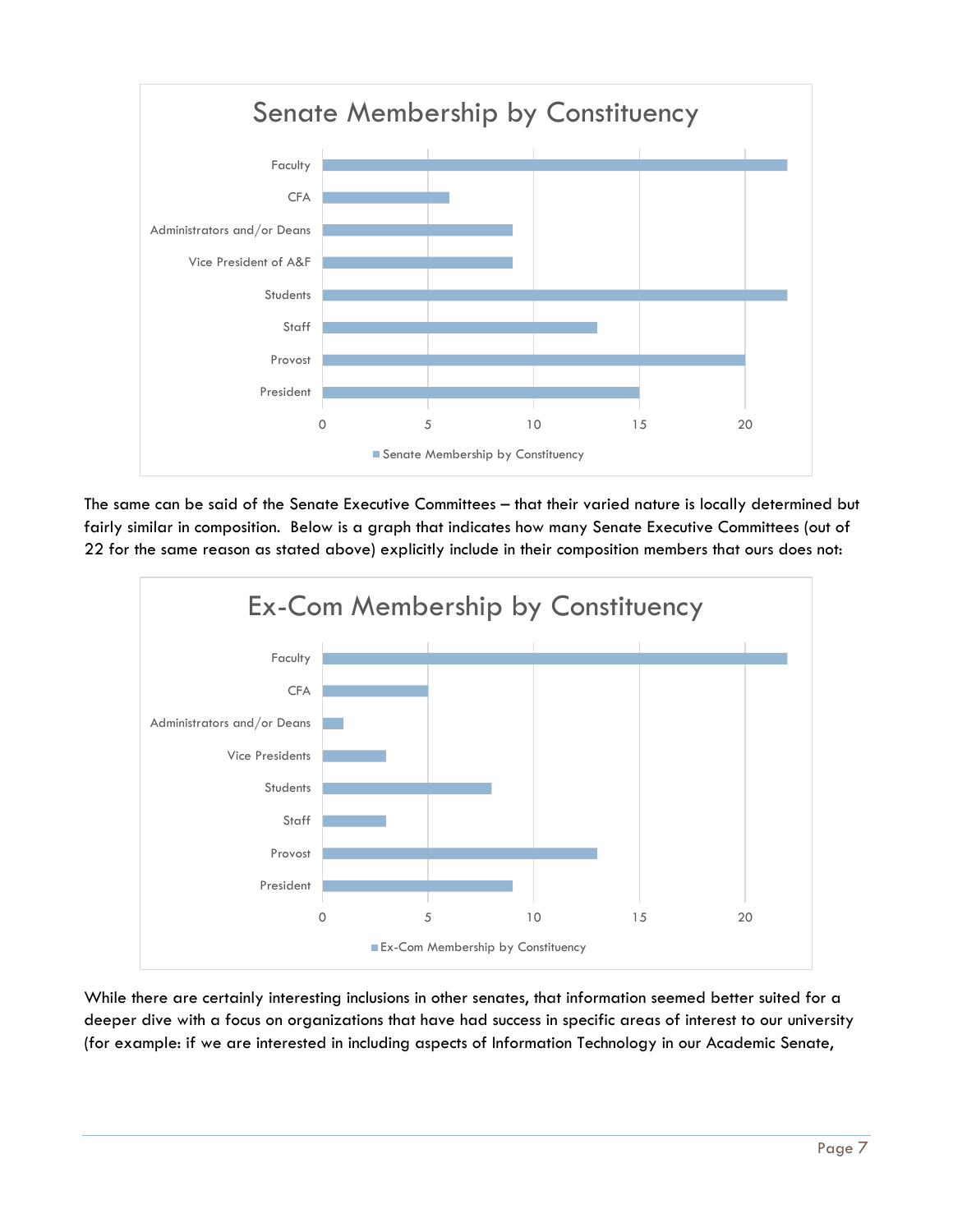**Senate Membership by Constituency**

| Constituency | Senate Membership by Constituency |
|---|---|
| Faculty | 22 |
| CFA | 6 |
| Administrators and/or Deans | 9 |
| Vice President of A&F | 9 |
| Students | 22 |
| Staff | 13 |
| Provost | 20 |
| President | 15 |

The same can be said of the Senate Executive Committees – that their varied nature is locally determined but fairly similar in composition. Below is a graph that indicates how many Senate Executive Committees (out of 22 for the same reason as stated above) explicitly include in their composition members that ours does not:

**Ex-Com Membership by Constituency**

| Constituency | Ex-Com Membership by Constituency |
|---|---|
| Faculty | 22 |
| CFA | 5 |
| Administrators and/or Deans | 1 |
| Vice Presidents | 3 |
| Students | 8 |
| Staff | 3 |
| Provost | 13 |
| President | 9 |

While there are certainly interesting inclusions in other senates, that information seemed better suited for a deeper dive with a focus on organizations that have had success in specific areas of interest to our university (for example: if we are interested in including aspects of Information Technology in our Academic Senate,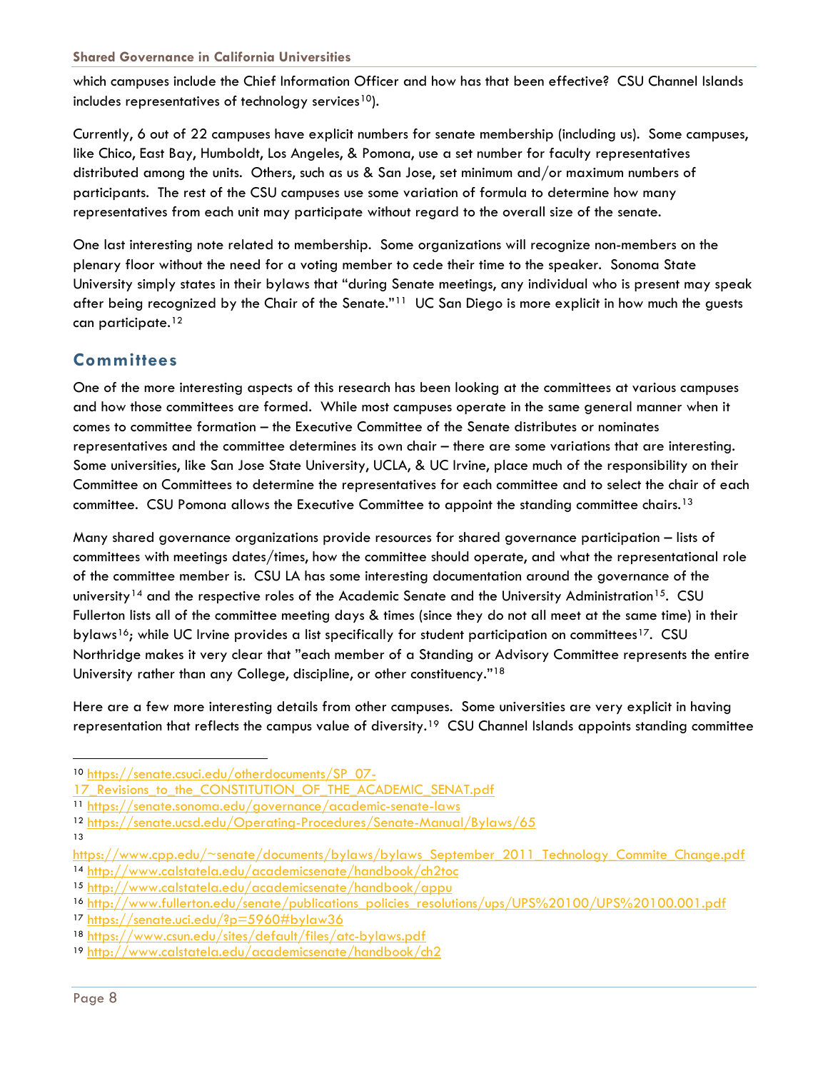which campuses include the Chief Information Officer and how has that been effective? CSU Channel Islands includes representatives of technology services[10]).

Currently, 6 out of 22 campuses have explicit numbers for senate membership (including us). Some campuses, like Chico, East Bay, Humboldt, Los Angeles, & Pomona, use a set number for faculty representatives distributed among the units. Others, such as us & San Jose, set minimum and/or maximum numbers of participants. The rest of the CSU campuses use some variation of formula to determine how many representatives from each unit may participate without regard to the overall size of the senate.

One last interesting note related to membership. Some organizations will recognize non-members on the plenary floor without the need for a voting member to cede their time to the speaker. Sonoma State University simply states in their bylaws that "during Senate meetings, any individual who is present may speak after being recognized by the Chair of the Senate."[11] UC San Diego is more explicit in how much the guests can participate.[12]

## Committees

One of the more interesting aspects of this research has been looking at the committees at various campuses and how those committees are formed. While most campuses operate in the same general manner when it comes to committee formation – the Executive Committee of the Senate distributes or nominates representatives and the committee determines its own chair – there are some variations that are interesting. Some universities, like San Jose State University, UCLA, & UC Irvine, place much of the responsibility on their Committee on Committees to determine the representatives for each committee and to select the chair of each committee. CSU Pomona allows the Executive Committee to appoint the standing committee chairs.[13]

Many shared governance organizations provide resources for shared governance participation – lists of committees with meetings dates/times, how the committee should operate, and what the representational role of the committee member is. CSU LA has some interesting documentation around the governance of the university[14] and the respective roles of the Academic Senate and the University Administration[15]. CSU Fullerton lists all of the committee meeting days & times (since they do not all meet at the same time) in their bylaws[16]; while UC Irvine provides a list specifically for student participation on committees[17]. CSU Northridge makes it very clear that "each member of a Standing or Advisory Committee represents the entire University rather than any College, discipline, or other constituency."[18]

Here are a few more interesting details from other campuses. Some universities are very explicit in having representation that reflects the campus value of diversity.[19] CSU Channel Islands appoints standing committee

---

[10] https://senate.csuci.edu/otherdocuments/SP_07-17_Revisions_to_the_CONSTITUTION_OF_THE_ACADEMIC_SENAT.pdf

[11] https://senate.sonoma.edu/governance/academic-senate-laws

[12] https://senate.ucsd.edu/Operating-Procedures/Senate-Manual/Bylaws/65

[13] https://www.cpp.edu/~senate/documents/bylaws/bylaws_September_2011_Technology_Commite_Change.pdf

[14] http://www.calstatela.edu/academicsenate/handbook/ch2toc

[15] http://www.calstatela.edu/academicsenate/handbook/appu

[16] http://www.fullerton.edu/senate/publications_policies_resolutions/ups/UPS%20100/UPS%20100.001.pdf

[17] https://senate.uci.edu/?p=5960#bylaw36

[18] https://www.csun.edu/sites/default/files/atc-bylaws.pdf

[19] http://www.calstatela.edu/academicsenate/handbook/ch2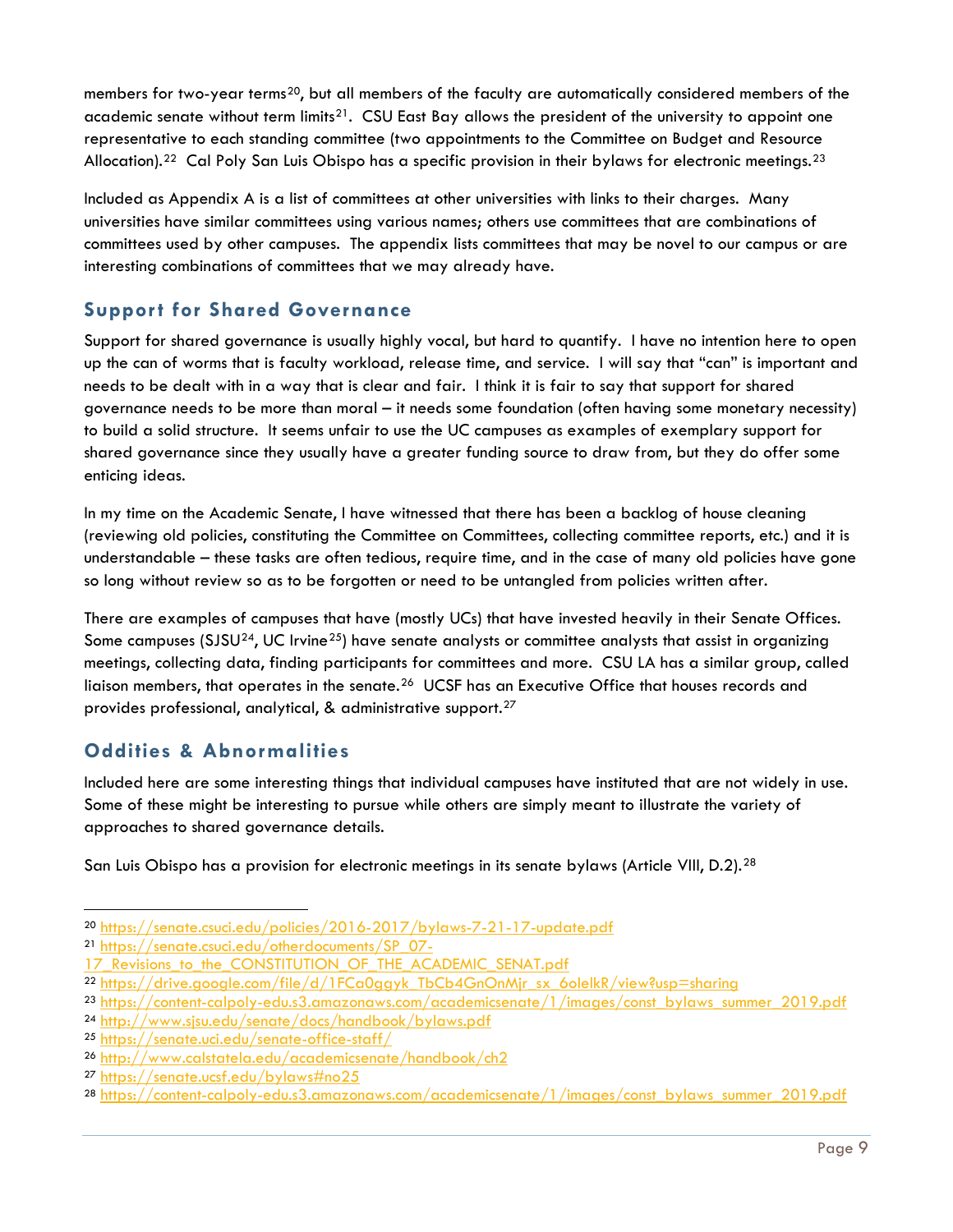members for two-year terms[20], but all members of the faculty are automatically considered members of the academic senate without term limits[21]. CSU East Bay allows the president of the university to appoint one representative to each standing committee (two appointments to the Committee on Budget and Resource Allocation).[22] Cal Poly San Luis Obispo has a specific provision in their bylaws for electronic meetings.[23]

Included as Appendix A is a list of committees at other universities with links to their charges. Many universities have similar committees using various names; others use committees that are combinations of committees used by other campuses. The appendix lists committees that may be novel to our campus or are interesting combinations of committees that we may already have.

## Support for Shared Governance

Support for shared governance is usually highly vocal, but hard to quantify. I have no intention here to open up the can of worms that is faculty workload, release time, and service. I will say that "can" is important and needs to be dealt with in a way that is clear and fair. I think it is fair to say that support for shared governance needs to be more than moral – it needs some foundation (often having some monetary necessity) to build a solid structure. It seems unfair to use the UC campuses as examples of exemplary support for shared governance since they usually have a greater funding source to draw from, but they do offer some enticing ideas.

In my time on the Academic Senate, I have witnessed that there has been a backlog of house cleaning (reviewing old policies, constituting the Committee on Committees, collecting committee reports, etc.) and it is understandable – these tasks are often tedious, require time, and in the case of many old policies have gone so long without review so as to be forgotten or need to be untangled from policies written after.

There are examples of campuses that have (mostly UCs) that have invested heavily in their Senate Offices. Some campuses (SJSU[24], UC Irvine[25]) have senate analysts or committee analysts that assist in organizing meetings, collecting data, finding participants for committees and more. CSU LA has a similar group, called liaison members, that operates in the senate.[26] UCSF has an Executive Office that houses records and provides professional, analytical, & administrative support.[27]

## Oddities & Abnormalities

Included here are some interesting things that individual campuses have instituted that are not widely in use. Some of these might be interesting to pursue while others are simply meant to illustrate the variety of approaches to shared governance details.

San Luis Obispo has a provision for electronic meetings in its senate bylaws (Article VIII, D.2).[28]

---

[20] https://senate.csuci.edu/policies/2016-2017/bylaws-7-21-17-update.pdf

[21] https://senate.csuci.edu/otherdocuments/SP_07-17_Revisions_to_the_CONSTITUTION_OF_THE_ACADEMIC_SENAT.pdf

[22] https://drive.google.com/file/d/1FCa0ggyk_TbCb4GnOnMjr_sx_6olelkR/view?usp=sharing

[23] https://content-calpoly-edu.s3.amazonaws.com/academicsenate/1/images/const_bylaws_summer_2019.pdf

[24] http://www.sjsu.edu/senate/docs/handbook/bylaws.pdf

[25] https://senate.uci.edu/senate-office-staff/

[26] http://www.calstatela.edu/academicsenate/handbook/ch2

[27] https://senate.ucsf.edu/bylaws#no25

[28] https://content-calpoly-edu.s3.amazonaws.com/academicsenate/1/images/const_bylaws_summer_2019.pdf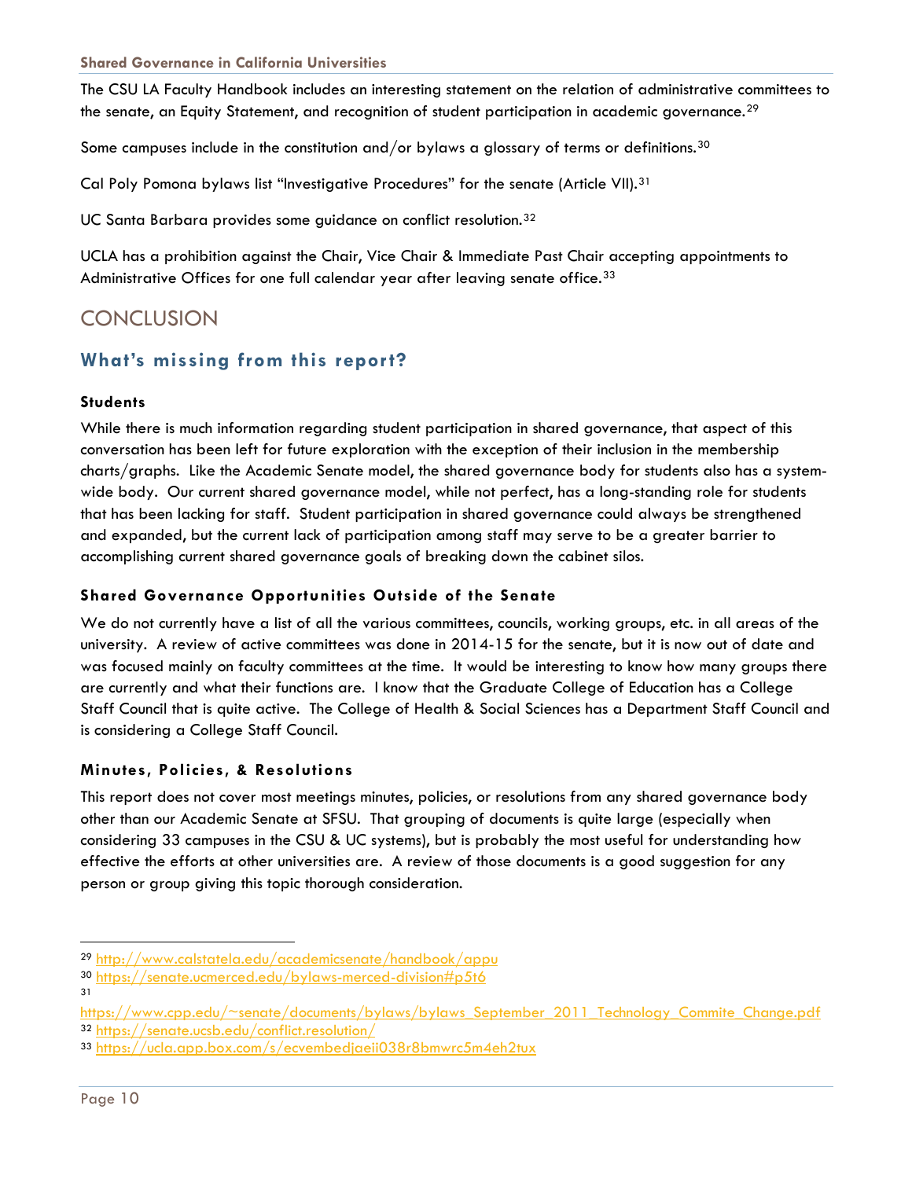The CSU LA Faculty Handbook includes an interesting statement on the relation of administrative committees to the senate, an Equity Statement, and recognition of student participation in academic governance.[29]

Some campuses include in the constitution and/or bylaws a glossary of terms or definitions.[30]

Cal Poly Pomona bylaws list "Investigative Procedures" for the senate (Article VII).[31]

UC Santa Barbara provides some guidance on conflict resolution.[32]

UCLA has a prohibition against the Chair, Vice Chair & Immediate Past Chair accepting appointments to Administrative Offices for one full calendar year after leaving senate office.[33]

# CONCLUSION

## What's missing from this report?

### Students

While there is much information regarding student participation in shared governance, that aspect of this conversation has been left for future exploration with the exception of their inclusion in the membership charts/graphs. Like the Academic Senate model, the shared governance body for students also has a system-wide body. Our current shared governance model, while not perfect, has a long-standing role for students that has been lacking for staff. Student participation in shared governance could always be strengthened and expanded, but the current lack of participation among staff may serve to be a greater barrier to accomplishing current shared governance goals of breaking down the cabinet silos.

### Shared Governance Opportunities Outside of the Senate

We do not currently have a list of all the various committees, councils, working groups, etc. in all areas of the university. A review of active committees was done in 2014-15 for the senate, but it is now out of date and was focused mainly on faculty committees at the time. It would be interesting to know how many groups there are currently and what their functions are. I know that the Graduate College of Education has a College Staff Council that is quite active. The College of Health & Social Sciences has a Department Staff Council and is considering a College Staff Council.

### Minutes, Policies, & Resolutions

This report does not cover most meetings minutes, policies, or resolutions from any shared governance body other than our Academic Senate at SFSU. That grouping of documents is quite large (especially when considering 33 campuses in the CSU & UC systems), but is probably the most useful for understanding how effective the efforts at other universities are. A review of those documents is a good suggestion for any person or group giving this topic thorough consideration.

---

[29] http://www.calstatela.edu/academicsenate/handbook/appu

[30] https://senate.ucmerced.edu/bylaws-merced-division#p5t6

[31] https://www.cpp.edu/~senate/documents/bylaws/bylaws_September_2011_Technology_Commite_Change.pdf

[32] https://senate.ucsb.edu/conflict.resolution/

[33] https://ucla.app.box.com/s/ecvembedjaeii038r8bmwrc5m4eh2tux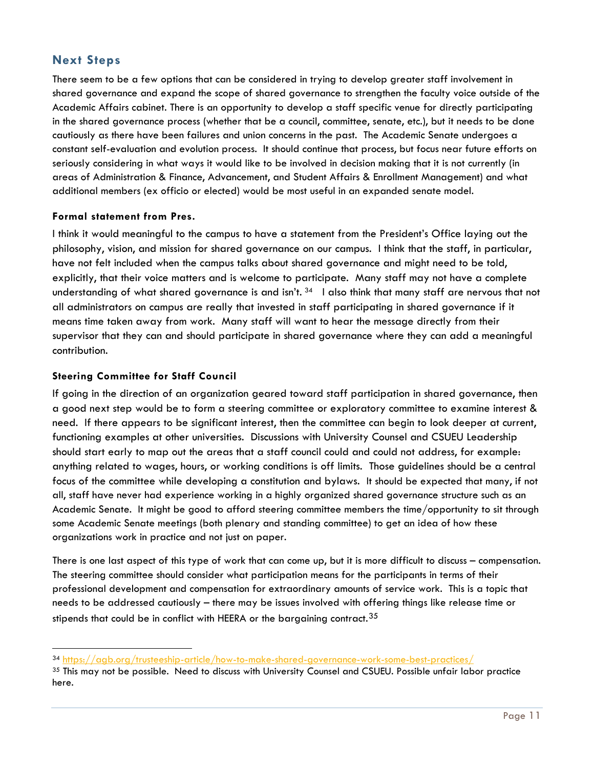## Next Steps

There seem to be a few options that can be considered in trying to develop greater staff involvement in shared governance and expand the scope of shared governance to strengthen the faculty voice outside of the Academic Affairs cabinet. There is an opportunity to develop a staff specific venue for directly participating in the shared governance process (whether that be a council, committee, senate, etc.), but it needs to be done cautiously as there have been failures and union concerns in the past. The Academic Senate undergoes a constant self-evaluation and evolution process. It should continue that process, but focus near future efforts on seriously considering in what ways it would like to be involved in decision making that it is not currently (in areas of Administration & Finance, Advancement, and Student Affairs & Enrollment Management) and what additional members (ex officio or elected) would be most useful in an expanded senate model.

### Formal statement from Pres.

I think it would meaningful to the campus to have a statement from the President's Office laying out the philosophy, vision, and mission for shared governance on our campus. I think that the staff, in particular, have not felt included when the campus talks about shared governance and might need to be told, explicitly, that their voice matters and is welcome to participate. Many staff may not have a complete understanding of what shared governance is and isn't.[34] I also think that many staff are nervous that not all administrators on campus are really that invested in staff participating in shared governance if it means time taken away from work. Many staff will want to hear the message directly from their supervisor that they can and should participate in shared governance where they can add a meaningful contribution.

### Steering Committee for Staff Council

If going in the direction of an organization geared toward staff participation in shared governance, then a good next step would be to form a steering committee or exploratory committee to examine interest & need. If there appears to be significant interest, then the committee can begin to look deeper at current, functioning examples at other universities. Discussions with University Counsel and CSUEU Leadership should start early to map out the areas that a staff council could and could not address, for example: anything related to wages, hours, or working conditions is off limits. Those guidelines should be a central focus of the committee while developing a constitution and bylaws. It should be expected that many, if not all, staff have never had experience working in a highly organized shared governance structure such as an Academic Senate. It might be good to afford steering committee members the time/opportunity to sit through some Academic Senate meetings (both plenary and standing committee) to get an idea of how these organizations work in practice and not just on paper.

There is one last aspect of this type of work that can come up, but it is more difficult to discuss – compensation. The steering committee should consider what participation means for the participants in terms of their professional development and compensation for extraordinary amounts of service work. This is a topic that needs to be addressed cautiously – there may be issues involved with offering things like release time or stipends that could be in conflict with HEERA or the bargaining contract.[35]

---

[34] https://agb.org/trusteeship-article/how-to-make-shared-governance-work-some-best-practices/

[35] This may not be possible. Need to discuss with University Counsel and CSUEU. Possible unfair labor practice here.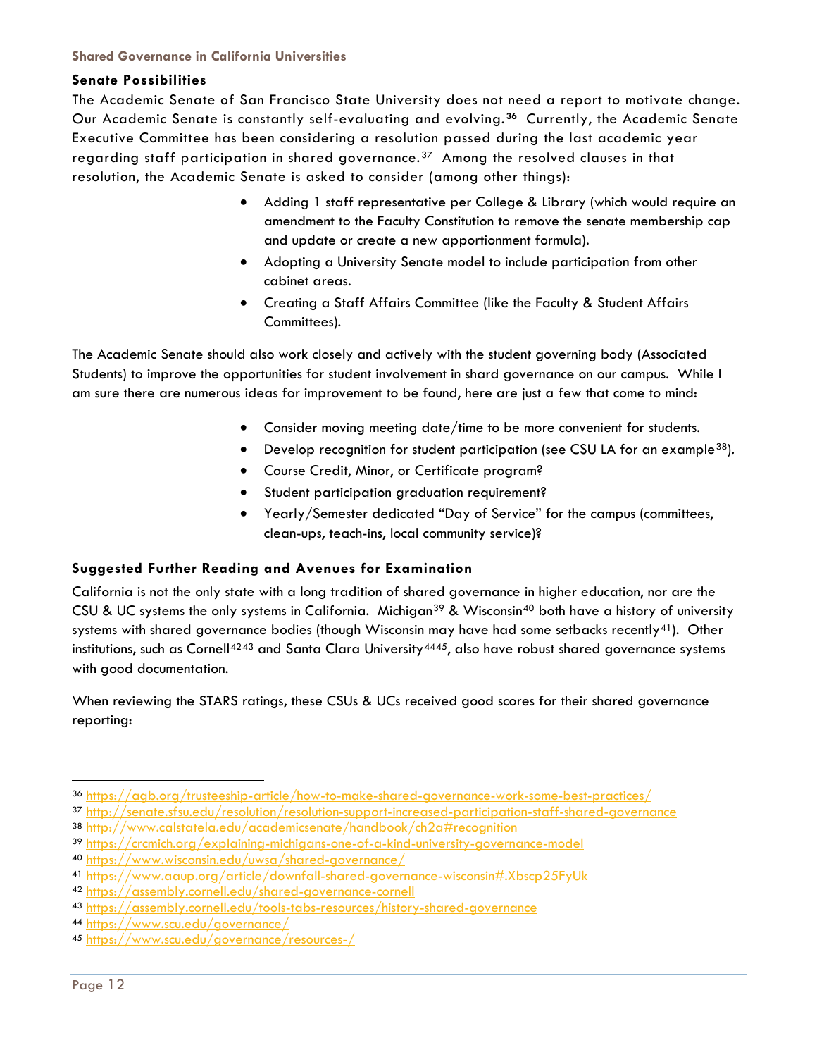### Senate Possibilities

The Academic Senate of San Francisco State University does not need a report to motivate change. Our Academic Senate is constantly self-evaluating and evolving.[36] Currently, the Academic Senate Executive Committee has been considering a resolution passed during the last academic year regarding staff participation in shared governance.[37] Among the resolved clauses in that resolution, the Academic Senate is asked to consider (among other things):

- Adding 1 staff representative per College & Library (which would require an amendment to the Faculty Constitution to remove the senate membership cap and update or create a new apportionment formula).
- Adopting a University Senate model to include participation from other cabinet areas.
- Creating a Staff Affairs Committee (like the Faculty & Student Affairs Committees).

The Academic Senate should also work closely and actively with the student governing body (Associated Students) to improve the opportunities for student involvement in shard governance on our campus. While I am sure there are numerous ideas for improvement to be found, here are just a few that come to mind:

- Consider moving meeting date/time to be more convenient for students.
- Develop recognition for student participation (see CSU LA for an example[38]).
- Course Credit, Minor, or Certificate program?
- Student participation graduation requirement?
- Yearly/Semester dedicated "Day of Service" for the campus (committees, clean-ups, teach-ins, local community service)?

### Suggested Further Reading and Avenues for Examination

California is not the only state with a long tradition of shared governance in higher education, nor are the CSU & UC systems the only systems in California. Michigan[39] & Wisconsin[40] both have a history of university systems with shared governance bodies (though Wisconsin may have had some setbacks recently[41]). Other institutions, such as Cornell[42][43] and Santa Clara University[44][45], also have robust shared governance systems with good documentation.

When reviewing the STARS ratings, these CSUs & UCs received good scores for their shared governance reporting:

---

[36] https://agb.org/trusteeship-article/how-to-make-shared-governance-work-some-best-practices/

[37] http://senate.sfsu.edu/resolution/resolution-support-increased-participation-staff-shared-governance

[38] http://www.calstatela.edu/academicsenate/handbook/ch2a#recognition

[39] https://crcmich.org/explaining-michigans-one-of-a-kind-university-governance-model

[40] https://www.wisconsin.edu/uwsa/shared-governance/

[41] https://www.aaup.org/article/downfall-shared-governance-wisconsin#.Xbscp25FyUk

[42] https://assembly.cornell.edu/shared-governance-cornell

[43] https://assembly.cornell.edu/tools-tabs-resources/history-shared-governance

[44] https://www.scu.edu/governance/

[45] https://www.scu.edu/governance/resources-/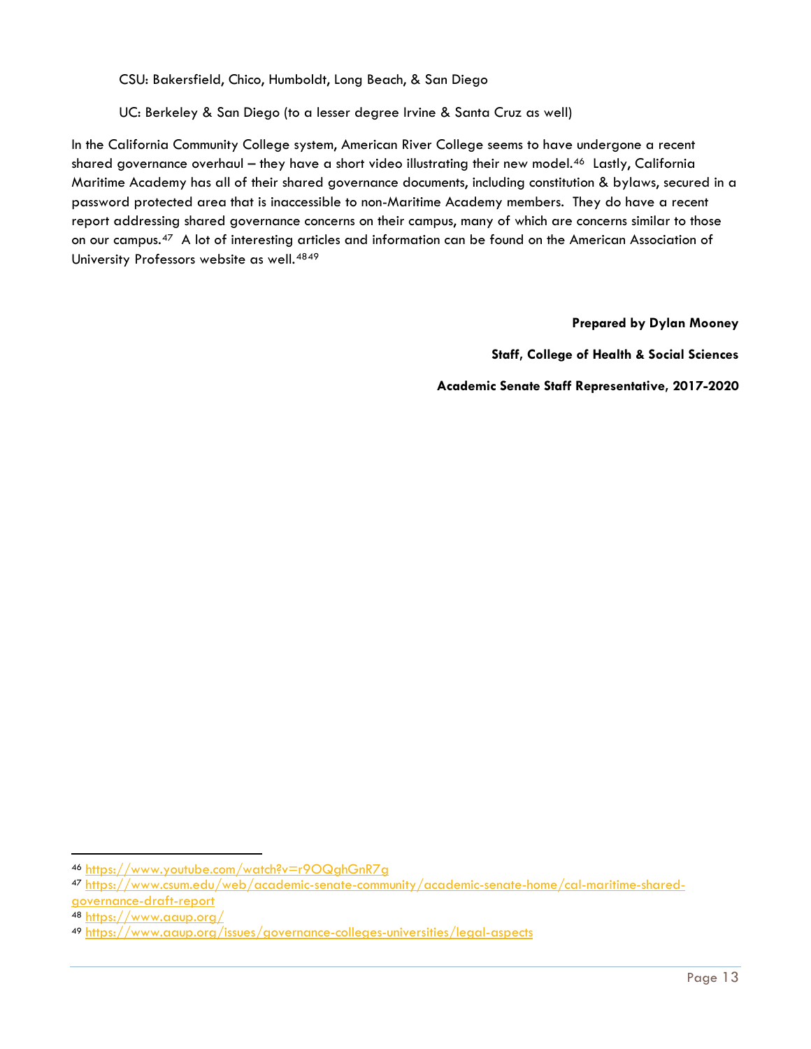CSU: Bakersfield, Chico, Humboldt, Long Beach, & San Diego

UC: Berkeley & San Diego (to a lesser degree Irvine & Santa Cruz as well)

In the California Community College system, American River College seems to have undergone a recent shared governance overhaul – they have a short video illustrating their new model.[46] Lastly, California Maritime Academy has all of their shared governance documents, including constitution & bylaws, secured in a password protected area that is inaccessible to non-Maritime Academy members. They do have a recent report addressing shared governance concerns on their campus, many of which are concerns similar to those on our campus.[47] A lot of interesting articles and information can be found on the American Association of University Professors website as well.[48][49]

**Prepared by Dylan Mooney**

**Staff, College of Health & Social Sciences**

**Academic Senate Staff Representative, 2017-2020**

---

[46] https://www.youtube.com/watch?v=r9OQghGnR7g

[47] https://www.csum.edu/web/academic-senate-community/academic-senate-home/cal-maritime-shared-governance-draft-report

[48] https://www.aaup.org/

[49] https://www.aaup.org/issues/governance-colleges-universities/legal-aspects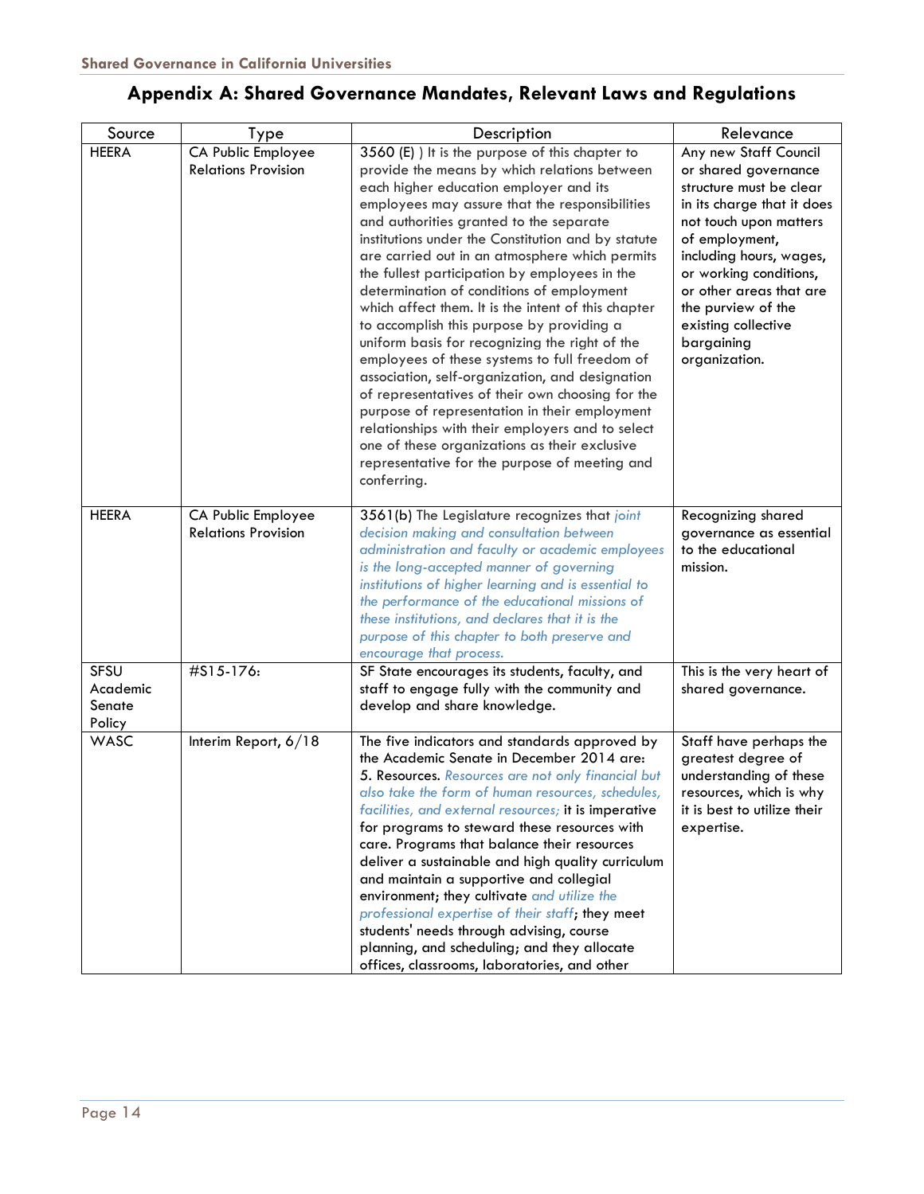## Appendix A: Shared Governance Mandates, Relevant Laws and Regulations

| Source | Type | Description | Relevance |
| --- | --- | --- | --- |
| HEERA | CA Public Employee Relations Provision | 3560 (E) ) It is the purpose of this chapter to provide the means by which relations between each higher education employer and its employees may assure that the responsibilities and authorities granted to the separate institutions under the Constitution and by statute are carried out in an atmosphere which permits the fullest participation by employees in the determination of conditions of employment which affect them. It is the intent of this chapter to accomplish this purpose by providing a uniform basis for recognizing the right of the employees of these systems to full freedom of association, self-organization, and designation of representatives of their own choosing for the purpose of representation in their employment relationships with their employers and to select one of these organizations as their exclusive representative for the purpose of meeting and conferring. | Any new Staff Council or shared governance structure must be clear in its charge that it does not touch upon matters of employment, including hours, wages, or working conditions, or other areas that are the purview of the existing collective bargaining organization. |
| HEERA | CA Public Employee Relations Provision | 3561(b) The Legislature recognizes that *joint decision making and consultation between administration and faculty or academic employees is the long-accepted manner of governing institutions of higher learning and is essential to the performance of the educational missions of these institutions, and declares that it is the purpose of this chapter to both preserve and encourage that process.* | Recognizing shared governance as essential to the educational mission. |
| SFSU Academic Senate Policy | #S15-176: | SF State encourages its students, faculty, and staff to engage fully with the community and develop and share knowledge. | This is the very heart of shared governance. |
| WASC | Interim Report, 6/18 | The five indicators and standards approved by the Academic Senate in December 2014 are: 5. Resources. *Resources are not only financial but also take the form of human resources, schedules, facilities, and external resources;* it is imperative for programs to steward these resources with care. Programs that balance their resources deliver a sustainable and high quality curriculum and maintain a supportive and collegial environment; they cultivate *and utilize the professional expertise of their staff*; they meet students' needs through advising, course planning, and scheduling; and they allocate offices, classrooms, laboratories, and other | Staff have perhaps the greatest degree of understanding of these resources, which is why it is best to utilize their expertise. |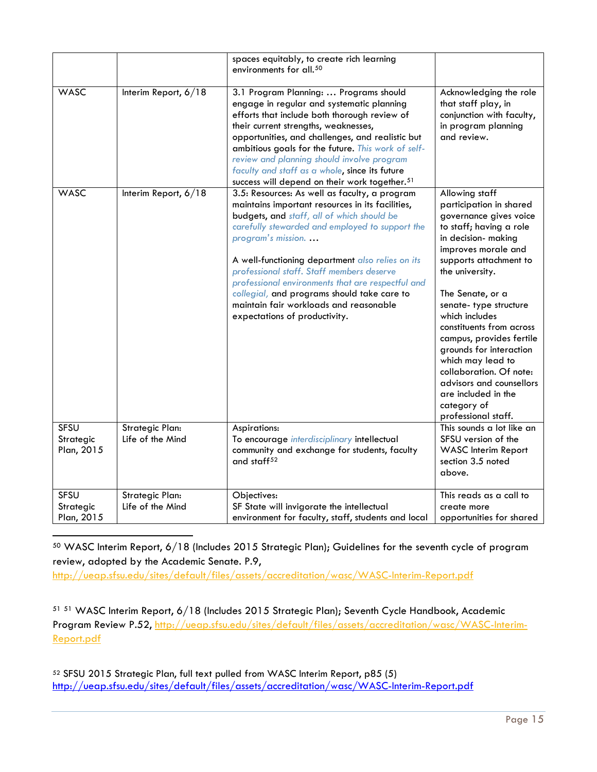| | | spaces equitably, to create rich learning environments for all.[50] | |
|---|---|---|---|
| WASC | Interim Report, 6/18 | 3.1 Program Planning: … Programs should engage in regular and systematic planning efforts that include both thorough review of their current strengths, weaknesses, opportunities, and challenges, and realistic but ambitious goals for the future. *This work of self-review and planning should involve program faculty and staff as a whole*, since its future success will depend on their work together.[51] | Acknowledging the role that staff play, in conjunction with faculty, in program planning and review. |
| WASC | Interim Report, 6/18 | 3.5: Resources: As well as faculty, a program maintains important resources in its facilities, budgets, and *staff, all of which should be carefully stewarded and employed to support the program's mission.* …<br><br>A well-functioning department *also relies on its professional staff. Staff members deserve professional environments that are respectful and collegial,* and programs should take care to maintain fair workloads and reasonable expectations of productivity. | Allowing staff participation in shared governance gives voice to staff; having a role in decision- making improves morale and supports attachment to the university.<br><br>The Senate, or a senate- type structure which includes constituents from across campus, provides fertile grounds for interaction which may lead to collaboration. Of note: advisors and counsellors are included in the category of professional staff. |
| SFSU Strategic Plan, 2015 | Strategic Plan: Life of the Mind | Aspirations:<br>To encourage *interdisciplinary* intellectual community and exchange for students, faculty and staff[52] | This sounds a lot like an SFSU version of the WASC Interim Report section 3.5 noted above. |
| SFSU Strategic Plan, 2015 | Strategic Plan: Life of the Mind | Objectives:<br>SF State will invigorate the intellectual environment for faculty, staff, students and local | This reads as a call to create more opportunities for shared |

[50] WASC Interim Report, 6/18 (Includes 2015 Strategic Plan); Guidelines for the seventh cycle of program review, adopted by the Academic Senate. P.9, http://ueap.sfsu.edu/sites/default/files/assets/accreditation/wasc/WASC-Interim-Report.pdf

[51] [51] WASC Interim Report, 6/18 (Includes 2015 Strategic Plan); Seventh Cycle Handbook, Academic Program Review P.52, http://ueap.sfsu.edu/sites/default/files/assets/accreditation/wasc/WASC-Interim-Report.pdf

[52] SFSU 2015 Strategic Plan, full text pulled from WASC Interim Report, p85 (5) http://ueap.sfsu.edu/sites/default/files/assets/accreditation/wasc/WASC-Interim-Report.pdf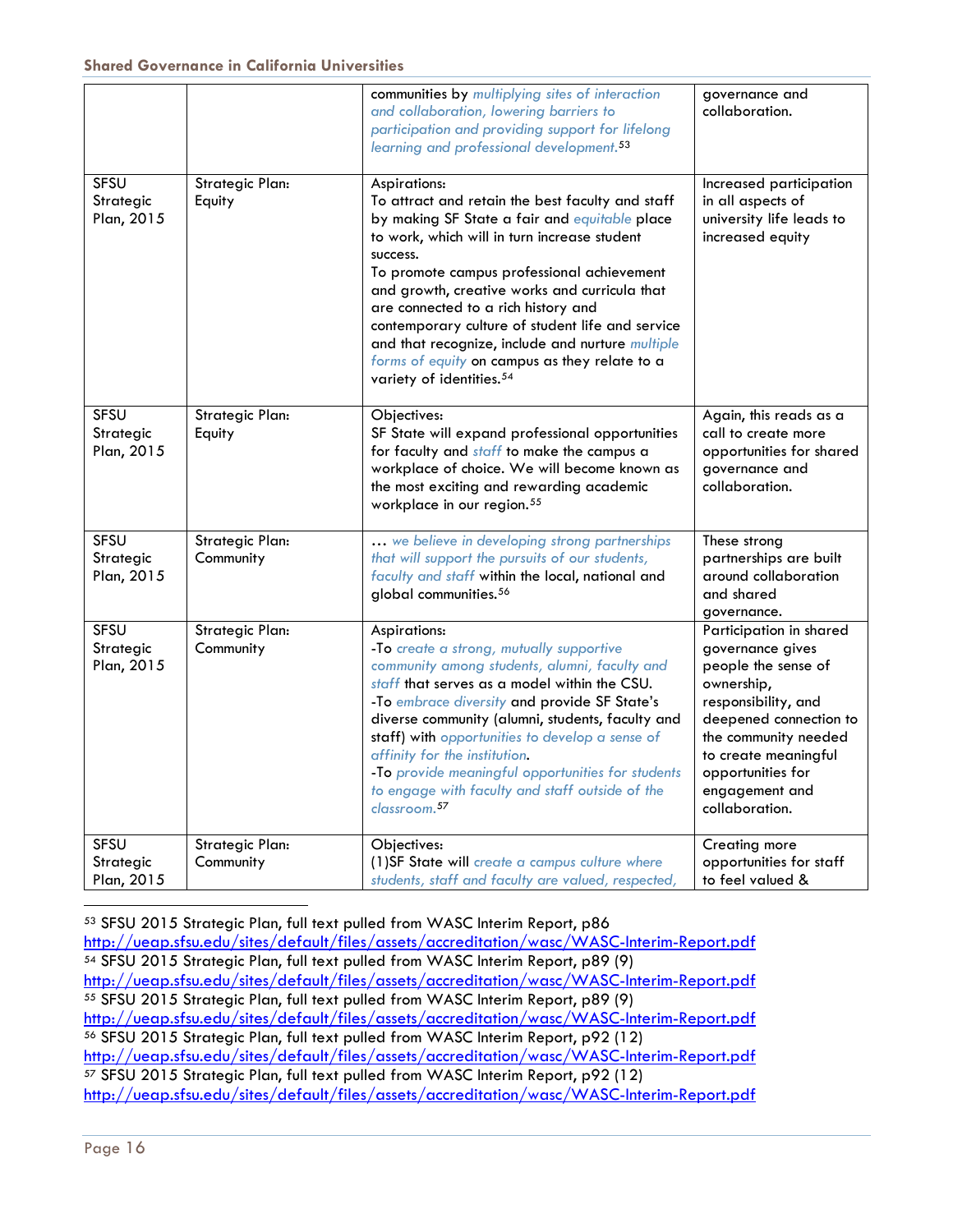| | | | |
|---|---|---|---|
| | | communities by *multiplying sites of interaction and collaboration, lowering barriers to participation and providing support for lifelong learning and professional development.*[53] | governance and collaboration. |
| SFSU Strategic Plan, 2015 | Strategic Plan: Equity | Aspirations:<br>To attract and retain the best faculty and staff by making SF State a fair and *equitable* place to work, which will in turn increase student success.<br>To promote campus professional achievement and growth, creative works and curricula that are connected to a rich history and contemporary culture of student life and service and that recognize, include and nurture *multiple forms of equity* on campus as they relate to a variety of identities.[54] | Increased participation in all aspects of university life leads to increased equity |
| SFSU Strategic Plan, 2015 | Strategic Plan: Equity | Objectives:<br>SF State will expand professional opportunities for faculty and *staff* to make the campus a workplace of choice. We will become known as the most exciting and rewarding academic workplace in our region.[55] | Again, this reads as a call to create more opportunities for shared governance and collaboration. |
| SFSU Strategic Plan, 2015 | Strategic Plan: Community | … *we believe in developing strong partnerships that will support the pursuits of our students, faculty and staff* within the local, national and global communities.[56] | These strong partnerships are built around collaboration and shared governance. |
| SFSU Strategic Plan, 2015 | Strategic Plan: Community | Aspirations:<br>-To *create a strong, mutually supportive community among students, alumni, faculty and staff* that serves as a model within the CSU.<br>-To *embrace diversity* and provide SF State's diverse community (alumni, students, faculty and staff) with *opportunities to develop a sense of affinity for the institution*.<br>-To *provide meaningful opportunities for students to engage with faculty and staff outside of the classroom.*[57] | Participation in shared governance gives people the sense of ownership, responsibility, and deepened connection to the community needed to create meaningful opportunities for engagement and collaboration. |
| SFSU Strategic Plan, 2015 | Strategic Plan: Community | Objectives:<br>(1)SF State will *create a campus culture where students, staff and faculty are valued, respected,* | Creating more opportunities for staff to feel valued & |

[53] SFSU 2015 Strategic Plan, full text pulled from WASC Interim Report, p86 http://ueap.sfsu.edu/sites/default/files/assets/accreditation/wasc/WASC-Interim-Report.pdf

[54] SFSU 2015 Strategic Plan, full text pulled from WASC Interim Report, p89 (9) http://ueap.sfsu.edu/sites/default/files/assets/accreditation/wasc/WASC-Interim-Report.pdf

[55] SFSU 2015 Strategic Plan, full text pulled from WASC Interim Report, p89 (9) http://ueap.sfsu.edu/sites/default/files/assets/accreditation/wasc/WASC-Interim-Report.pdf

[56] SFSU 2015 Strategic Plan, full text pulled from WASC Interim Report, p92 (12) http://ueap.sfsu.edu/sites/default/files/assets/accreditation/wasc/WASC-Interim-Report.pdf

[57] SFSU 2015 Strategic Plan, full text pulled from WASC Interim Report, p92 (12) http://ueap.sfsu.edu/sites/default/files/assets/accreditation/wasc/WASC-Interim-Report.pdf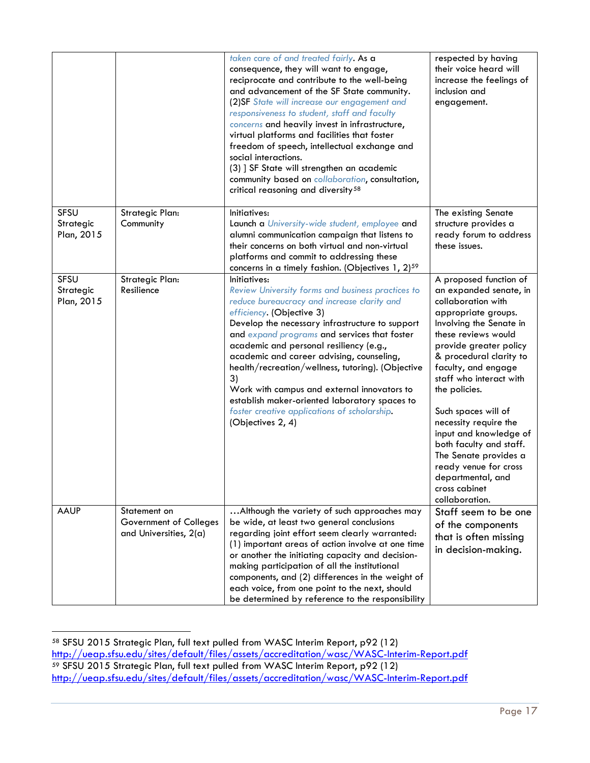|  |  |  |  |
|---|---|---|---|
|  |  | *taken care of and treated fairly*. As a consequence, they will want to engage, reciprocate and contribute to the well-being and advancement of the SF State community. (2)SF *State will increase our engagement and responsiveness to student, staff and faculty concerns* and heavily invest in infrastructure, virtual platforms and facilities that foster freedom of speech, intellectual exchange and social interactions. (3) ] SF State will strengthen an academic community based on *collaboration*, consultation, critical reasoning and diversity[58] | respected by having their voice heard will increase the feelings of inclusion and engagement. |
| SFSU Strategic Plan, 2015 | Strategic Plan: Community | Initiatives: Launch a *University-wide student, employee* and alumni communication campaign that listens to their concerns on both virtual and non-virtual platforms and commit to addressing these concerns in a timely fashion. (Objectives 1, 2)[59] | The existing Senate structure provides a ready forum to address these issues. |
| SFSU Strategic Plan, 2015 | Strategic Plan: Resilience | Initiatives: *Review University forms and business practices to reduce bureaucracy and increase clarity and efficiency*. (Objective 3) Develop the necessary infrastructure to support and *expand programs* and services that foster academic and personal resiliency (e.g., academic and career advising, counseling, health/recreation/wellness, tutoring). (Objective 3) Work with campus and external innovators to establish maker-oriented laboratory spaces to *foster creative applications of scholarship*. (Objectives 2, 4) | A proposed function of an expanded senate, in collaboration with appropriate groups. Involving the Senate in these reviews would provide greater policy & procedural clarity to faculty, and engage staff who interact with the policies. Such spaces will of necessity require the input and knowledge of both faculty and staff. The Senate provides a ready venue for cross departmental, and cross cabinet collaboration. |
| AAUP | Statement on Government of Colleges and Universities, 2(a) | …Although the variety of such approaches may be wide, at least two general conclusions regarding joint effort seem clearly warranted: (1) important areas of action involve at one time or another the initiating capacity and decision-making participation of all the institutional components, and (2) differences in the weight of each voice, from one point to the next, should be determined by reference to the responsibility | Staff seem to be one of the components that is often missing in decision-making. |

[58] SFSU 2015 Strategic Plan, full text pulled from WASC Interim Report, p92 (12) http://ueap.sfsu.edu/sites/default/files/assets/accreditation/wasc/WASC-Interim-Report.pdf

[59] SFSU 2015 Strategic Plan, full text pulled from WASC Interim Report, p92 (12) http://ueap.sfsu.edu/sites/default/files/assets/accreditation/wasc/WASC-Interim-Report.pdf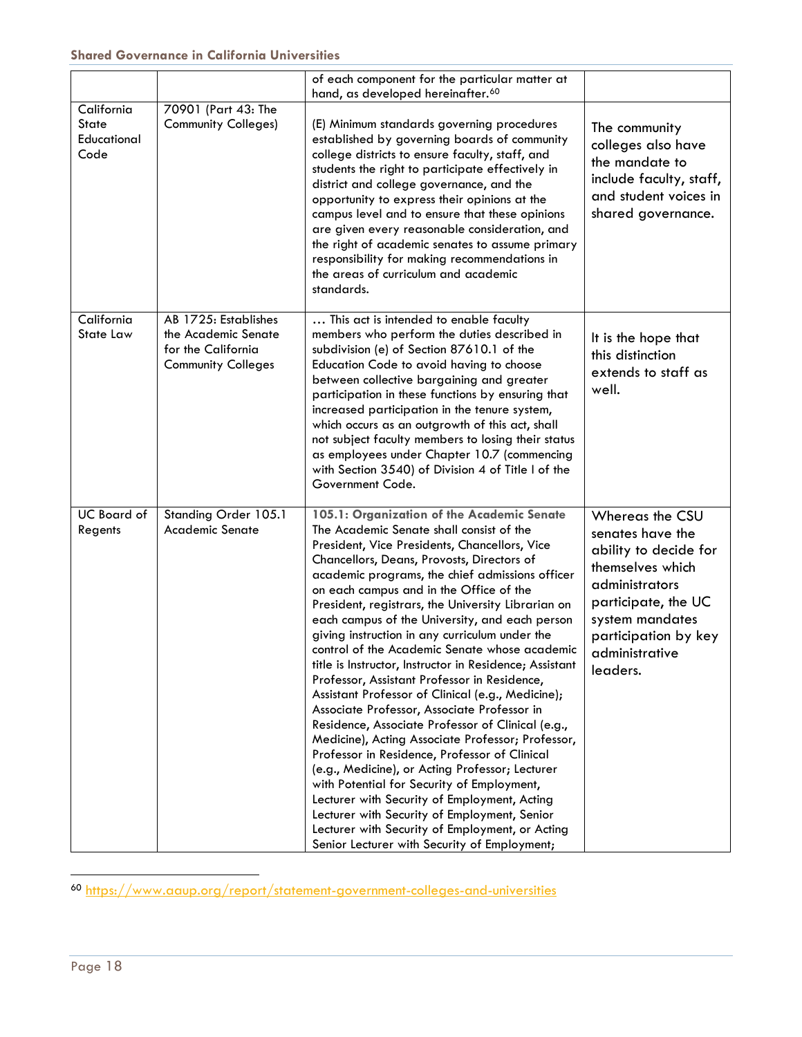| | | of each component for the particular matter at hand, as developed hereinafter.[60] | |
|---|---|---|---|
| California State Educational Code | 70901 (Part 43: The Community Colleges) | (E) Minimum standards governing procedures established by governing boards of community college districts to ensure faculty, staff, and students the right to participate effectively in district and college governance, and the opportunity to express their opinions at the campus level and to ensure that these opinions are given every reasonable consideration, and the right of academic senates to assume primary responsibility for making recommendations in the areas of curriculum and academic standards. | The community colleges also have the mandate to include faculty, staff, and student voices in shared governance. |
| California State Law | AB 1725: Establishes the Academic Senate for the California Community Colleges | … This act is intended to enable faculty members who perform the duties described in subdivision (e) of Section 87610.1 of the Education Code to avoid having to choose between collective bargaining and greater participation in these functions by ensuring that increased participation in the tenure system, which occurs as an outgrowth of this act, shall not subject faculty members to losing their status as employees under Chapter 10.7 (commencing with Section 3540) of Division 4 of Title I of the Government Code. | It is the hope that this distinction extends to staff as well. |
| UC Board of Regents | Standing Order 105.1 Academic Senate | **105.1: Organization of the Academic Senate** The Academic Senate shall consist of the President, Vice Presidents, Chancellors, Vice Chancellors, Deans, Provosts, Directors of academic programs, the chief admissions officer on each campus and in the Office of the President, registrars, the University Librarian on each campus of the University, and each person giving instruction in any curriculum under the control of the Academic Senate whose academic title is Instructor, Instructor in Residence; Assistant Professor, Assistant Professor in Residence, Assistant Professor of Clinical (e.g., Medicine); Associate Professor, Associate Professor in Residence, Associate Professor of Clinical (e.g., Medicine), Acting Associate Professor; Professor, Professor in Residence, Professor of Clinical (e.g., Medicine), or Acting Professor; Lecturer with Potential for Security of Employment, Lecturer with Security of Employment, Acting Lecturer with Security of Employment, Senior Lecturer with Security of Employment, or Acting Senior Lecturer with Security of Employment; | Whereas the CSU senates have the ability to decide for themselves which administrators participate, the UC system mandates participation by key administrative leaders. |

[60] https://www.aaup.org/report/statement-government-colleges-and-universities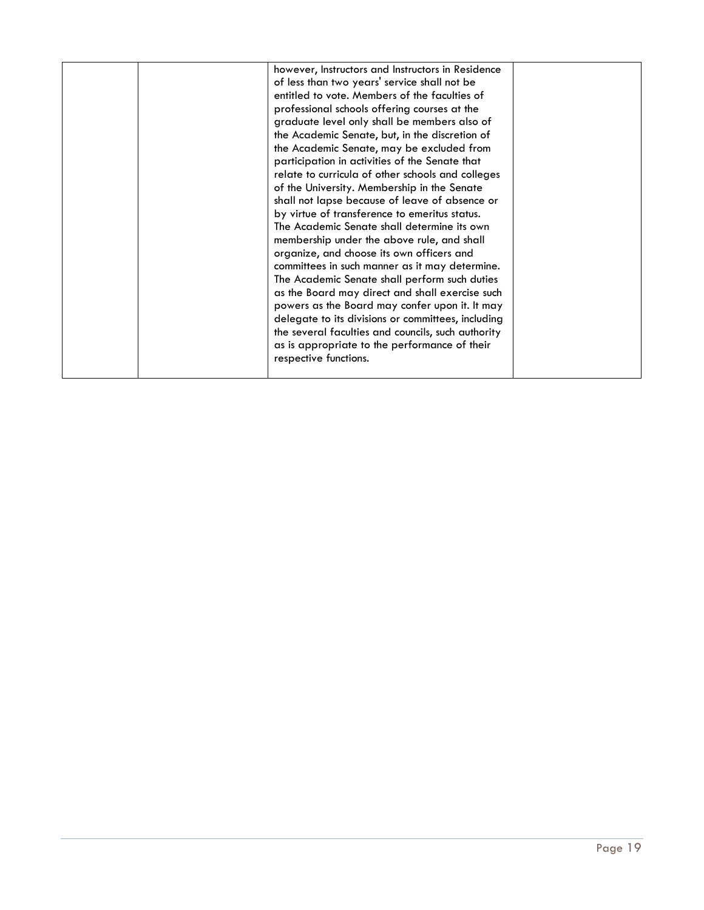|  |  | however, Instructors and Instructors in Residence of less than two years' service shall not be entitled to vote. Members of the faculties of professional schools offering courses at the graduate level only shall be members also of the Academic Senate, but, in the discretion of the Academic Senate, may be excluded from participation in activities of the Senate that relate to curricula of other schools and colleges of the University. Membership in the Senate shall not lapse because of leave of absence or by virtue of transference to emeritus status. The Academic Senate shall determine its own membership under the above rule, and shall organize, and choose its own officers and committees in such manner as it may determine. The Academic Senate shall perform such duties as the Board may direct and shall exercise such powers as the Board may confer upon it. It may delegate to its divisions or committees, including the several faculties and councils, such authority as is appropriate to the performance of their respective functions. |  |
|---|---|---|---|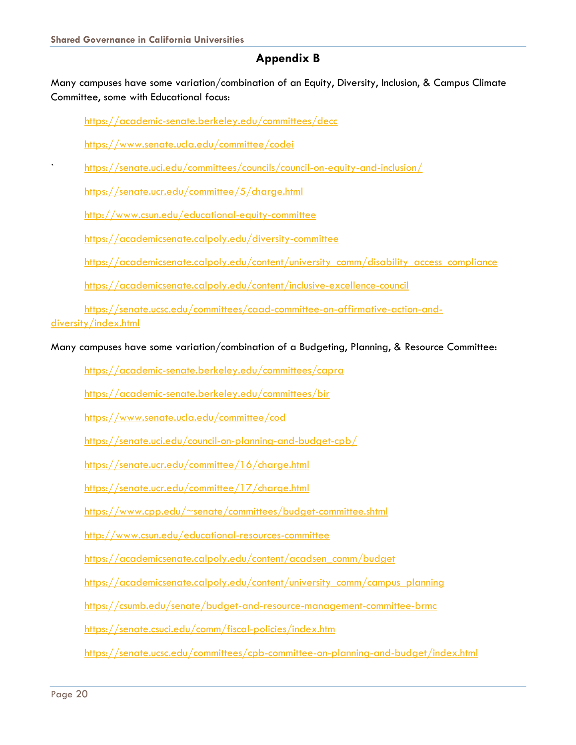## Appendix B

Many campuses have some variation/combination of an Equity, Diversity, Inclusion, & Campus Climate Committee, some with Educational focus:

https://academic-senate.berkeley.edu/committees/decc

https://www.senate.ucla.edu/committee/codei

https://senate.uci.edu/committees/councils/council-on-equity-and-inclusion/

https://senate.ucr.edu/committee/5/charge.html

http://www.csun.edu/educational-equity-committee

https://academicsenate.calpoly.edu/diversity-committee

https://academicsenate.calpoly.edu/content/university_comm/disability_access_compliance

https://academicsenate.calpoly.edu/content/inclusive-excellence-council

https://senate.ucsc.edu/committees/caad-committee-on-affirmative-action-and-diversity/index.html

Many campuses have some variation/combination of a Budgeting, Planning, & Resource Committee:

https://academic-senate.berkeley.edu/committees/capra

https://academic-senate.berkeley.edu/committees/bir

https://www.senate.ucla.edu/committee/cod

https://senate.uci.edu/council-on-planning-and-budget-cpb/

https://senate.ucr.edu/committee/16/charge.html

https://senate.ucr.edu/committee/17/charge.html

https://www.cpp.edu/~senate/committees/budget-committee.shtml

http://www.csun.edu/educational-resources-committee

https://academicsenate.calpoly.edu/content/acadsen_comm/budget

https://academicsenate.calpoly.edu/content/university_comm/campus_planning

https://csumb.edu/senate/budget-and-resource-management-committee-brmc

https://senate.csuci.edu/comm/fiscal-policies/index.htm

https://senate.ucsc.edu/committees/cpb-committee-on-planning-and-budget/index.html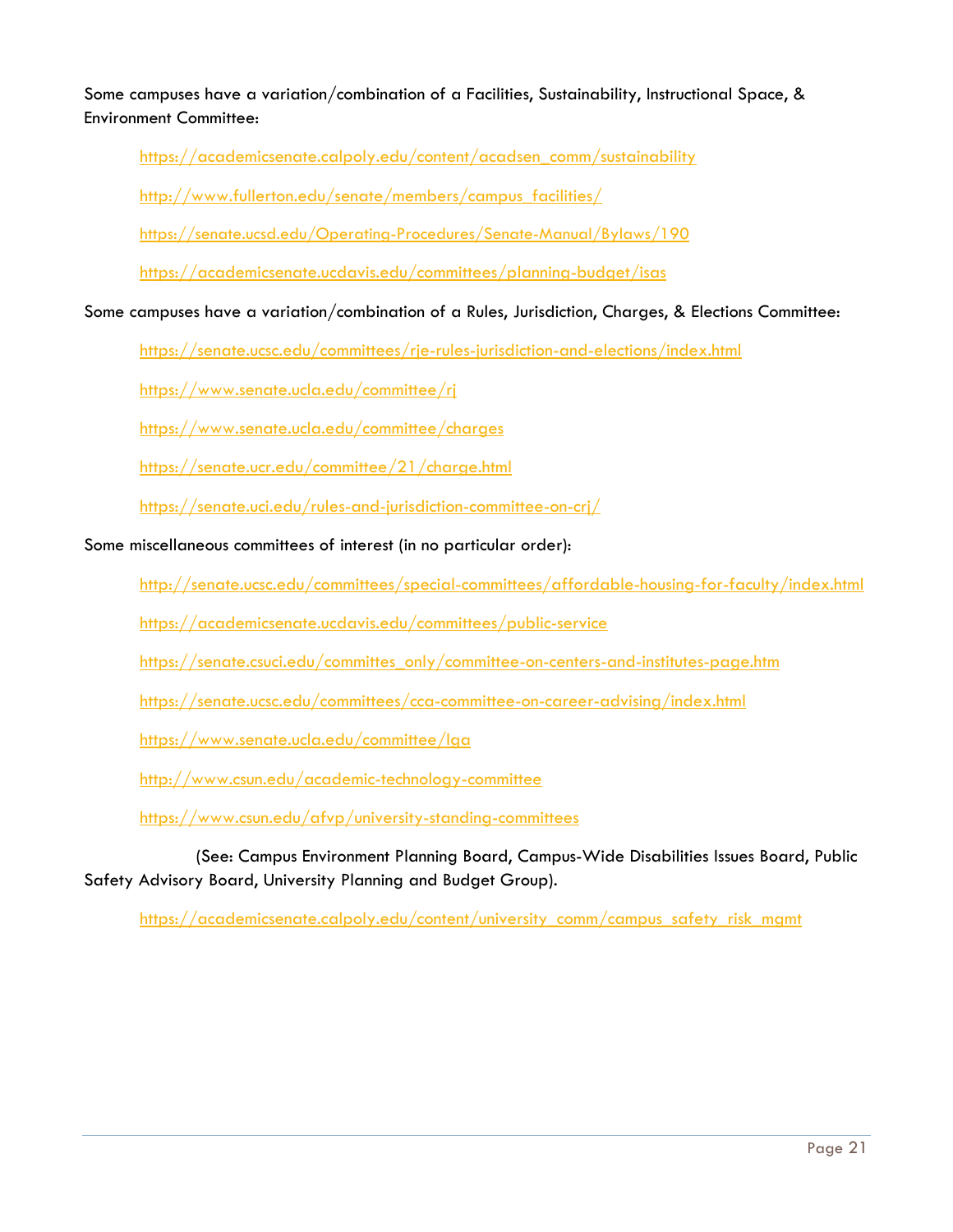Some campuses have a variation/combination of a Facilities, Sustainability, Instructional Space, & Environment Committee:

https://academicsenate.calpoly.edu/content/acadsen_comm/sustainability

http://www.fullerton.edu/senate/members/campus_facilities/

https://senate.ucsd.edu/Operating-Procedures/Senate-Manual/Bylaws/190

https://academicsenate.ucdavis.edu/committees/planning-budget/isas

Some campuses have a variation/combination of a Rules, Jurisdiction, Charges, & Elections Committee:

https://senate.ucsc.edu/committees/rje-rules-jurisdiction-and-elections/index.html

https://www.senate.ucla.edu/committee/rj

https://www.senate.ucla.edu/committee/charges

https://senate.ucr.edu/committee/21/charge.html

https://senate.uci.edu/rules-and-jurisdiction-committee-on-crj/

Some miscellaneous committees of interest (in no particular order):

http://senate.ucsc.edu/committees/special-committees/affordable-housing-for-faculty/index.html

https://academicsenate.ucdavis.edu/committees/public-service

https://senate.csuci.edu/committes_only/committee-on-centers-and-institutes-page.htm

https://senate.ucsc.edu/committees/cca-committee-on-career-advising/index.html

https://www.senate.ucla.edu/committee/lga

http://www.csun.edu/academic-technology-committee

https://www.csun.edu/afvp/university-standing-committees

(See: Campus Environment Planning Board, Campus-Wide Disabilities Issues Board, Public Safety Advisory Board, University Planning and Budget Group).

https://academicsenate.calpoly.edu/content/university_comm/campus_safety_risk_mgmt